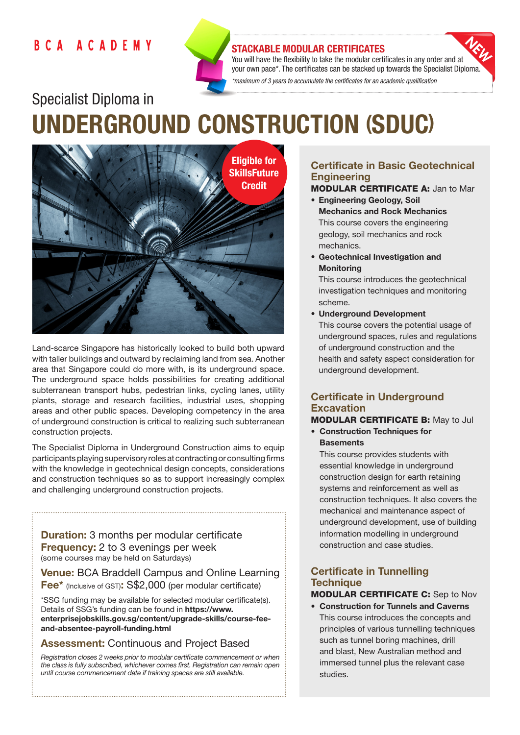BCA ACADEMY

**STACKABLE MODULAR CERTIFICATES**

NEW

You will have the flexibility to take the modular certificates in any order and at your own pace*. The certificates can be stacked up towards the Specialist Diploma.

*\*maximum of 3 years to accumulate the certificates for an academic qualification*

## Specialist Diploma in

# UNDERGROUND CONSTRUCTION (SDUC)

**Eligible for SkillsFuture Credit**

Land-scarce Singapore has historically looked to build both upward with taller buildings and outward by reclaiming land from sea. Another area that Singapore could do more with, is its underground space. The underground space holds possibilities for creating additional subterranean transport hubs, pedestrian links, cycling lanes, utility plants, storage and research facilities, industrial uses, shopping areas and other public spaces. Developing competency in the area of underground construction is critical to realizing such subterranean construction projects.

The Specialist Diploma in Underground Construction aims to equip participants playing supervisory roles at contracting or consulting firms with the knowledge in geotechnical design concepts, considerations and construction techniques so as to support increasingly complex and challenging underground construction projects.

**Duration:** 3 months per modular certificate
**Frequency:** 2 to 3 evenings per week
(some courses may be held on Saturdays)

**Venue:** BCA Braddell Campus and Online Learning
**Fee*** (Inclusive of GST)**:** S$2,000 (per modular certificate)

*SSG funding may be available for selected modular certificate(s). Details of SSG's funding can be found in **https://www.enterprisejobskills.gov.sg/content/upgrade-skills/course-fee-and-absentee-payroll-funding.html**

**Assessment:** Continuous and Project Based

*Registration closes 2 weeks prior to modular certificate commencement or when the class is fully subscribed, whichever comes first. Registration can remain open until course commencement date if training spaces are still available.*

### Certificate in Basic Geotechnical Engineering

**MODULAR CERTIFICATE A:** Jan to Mar

- **Engineering Geology, Soil Mechanics and Rock Mechanics**
  This course covers the engineering geology, soil mechanics and rock mechanics.
- **Geotechnical Investigation and Monitoring**
  This course introduces the geotechnical investigation techniques and monitoring scheme.
- **Underground Development**
  This course covers the potential usage of underground spaces, rules and regulations of underground construction and the health and safety aspect consideration for underground development.

### Certificate in Underground Excavation

**MODULAR CERTIFICATE B:** May to Jul

- **Construction Techniques for Basements**
  This course provides students with essential knowledge in underground construction design for earth retaining systems and reinforcement as well as construction techniques. It also covers the mechanical and maintenance aspect of underground development, use of building information modelling in underground construction and case studies.

### Certificate in Tunnelling Technique

**MODULAR CERTIFICATE C:** Sep to Nov

- **Construction for Tunnels and Caverns**
  This course introduces the concepts and principles of various tunnelling techniques such as tunnel boring machines, drill and blast, New Australian method and immersed tunnel plus the relevant case studies.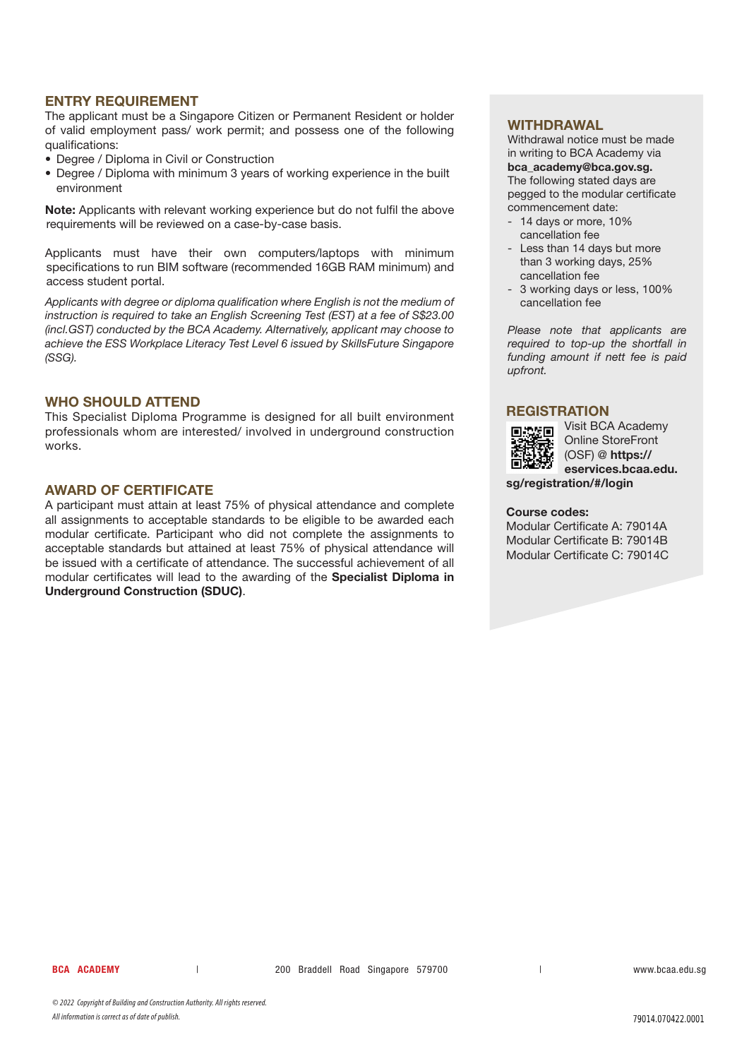## ENTRY REQUIREMENT

The applicant must be a Singapore Citizen or Permanent Resident or holder of valid employment pass/ work permit; and possess one of the following qualifications:

- Degree / Diploma in Civil or Construction
- Degree / Diploma with minimum 3 years of working experience in the built environment

**Note:** Applicants with relevant working experience but do not fulfil the above requirements will be reviewed on a case-by-case basis.

Applicants must have their own computers/laptops with minimum specifications to run BIM software (recommended 16GB RAM minimum) and access student portal.

*Applicants with degree or diploma qualification where English is not the medium of instruction is required to take an English Screening Test (EST) at a fee of S$23.00 (incl.GST) conducted by the BCA Academy. Alternatively, applicant may choose to achieve the ESS Workplace Literacy Test Level 6 issued by SkillsFuture Singapore (SSG).*

## WHO SHOULD ATTEND

This Specialist Diploma Programme is designed for all built environment professionals whom are interested/ involved in underground construction works.

## AWARD OF CERTIFICATE

A participant must attain at least 75% of physical attendance and complete all assignments to acceptable standards to be eligible to be awarded each modular certificate. Participant who did not complete the assignments to acceptable standards but attained at least 75% of physical attendance will be issued with a certificate of attendance. The successful achievement of all modular certificates will lead to the awarding of the **Specialist Diploma in Underground Construction (SDUC)**.

## WITHDRAWAL

Withdrawal notice must be made in writing to BCA Academy via **bca_academy@bca.gov.sg.** The following stated days are pegged to the modular certificate commencement date:

- 14 days or more, 10% cancellation fee
- Less than 14 days but more than 3 working days, 25% cancellation fee
- 3 working days or less, 100% cancellation fee

*Please note that applicants are required to top-up the shortfall in funding amount if nett fee is paid upfront.*

## REGISTRATION

Visit BCA Academy Online StoreFront (OSF) @ **https://eservices.bcaa.edu.sg/registration/#/login**

**Course codes:**

Modular Certificate A: 79014A
Modular Certificate B: 79014B
Modular Certificate C: 79014C

BCA ACADEMY | 200 Braddell Road Singapore 579700 | www.bcaa.edu.sg

*© 2022 Copyright of Building and Construction Authority. All rights reserved.*
*All information is correct as of date of publish.*

79014.070422.0001